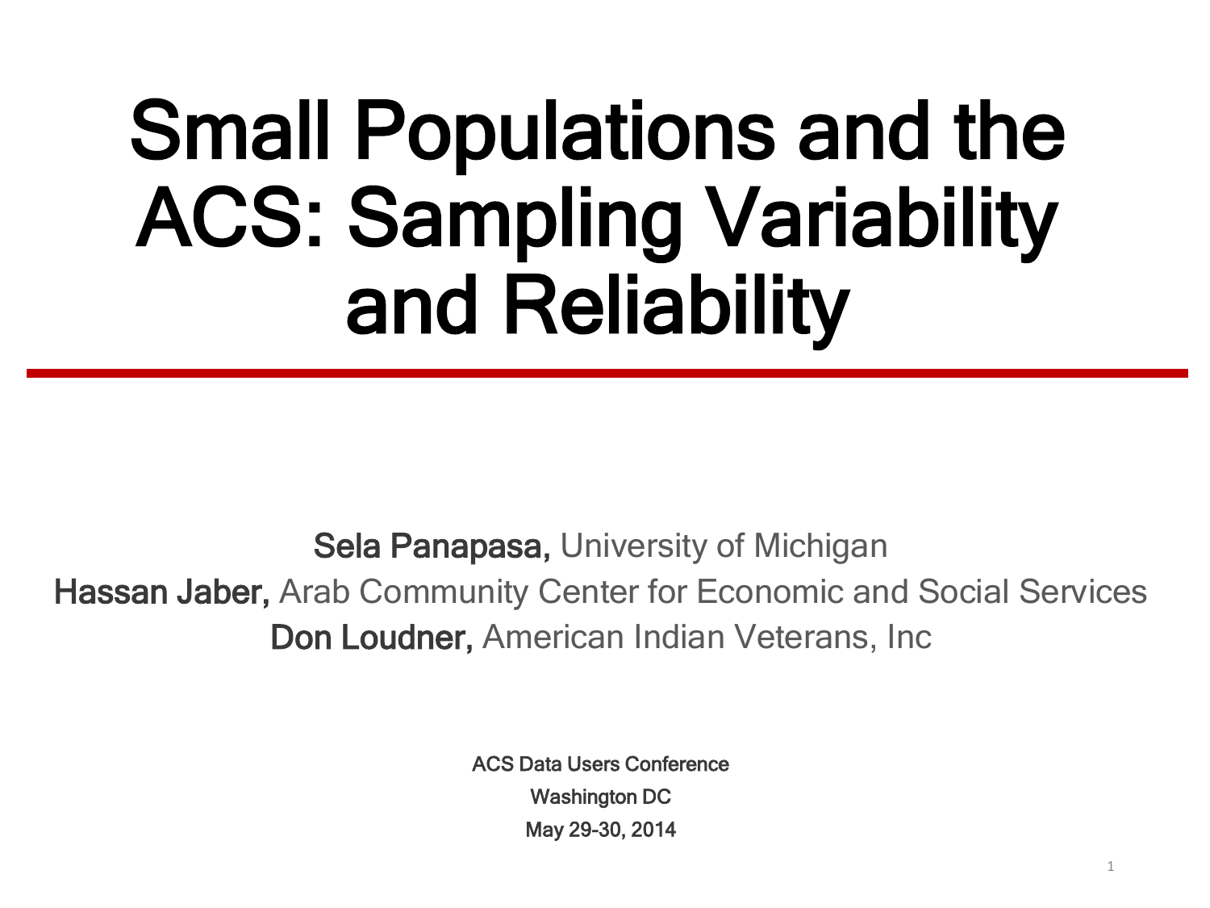# Small Populations and the ACS: Sampling Variability and Reliability

**Sela Panapasa,** University of Michigan

**Hassan Jaber,** Arab Community Center for Economic and Social Services

**Don Loudner,** American Indian Veterans, Inc

ACS Data Users Conference

Washington DC

May 29-30, 2014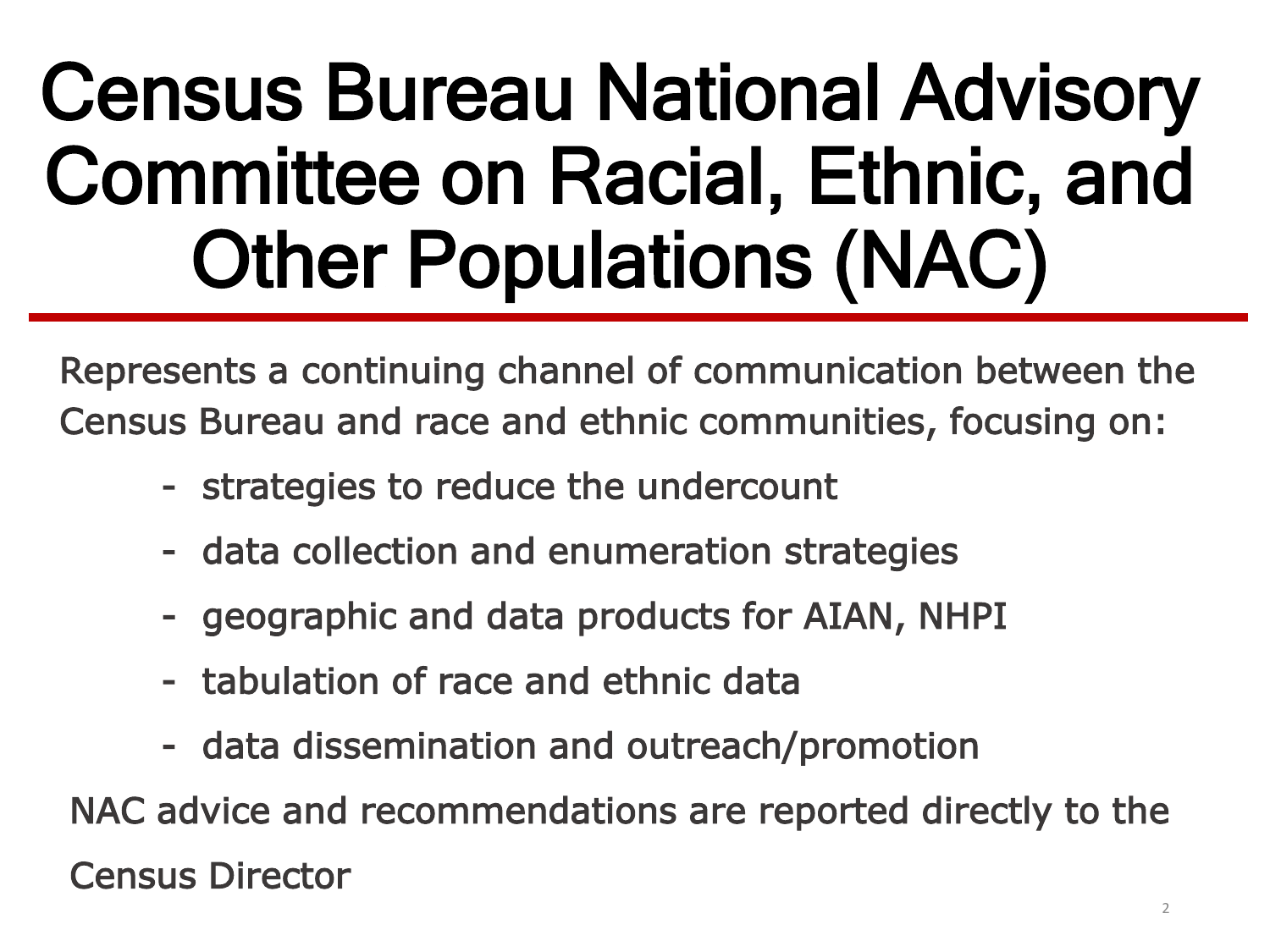# Census Bureau National Advisory Committee on Racial, Ethnic, and Other Populations (NAC)

Represents a continuing channel of communication between the Census Bureau and race and ethnic communities, focusing on:

- strategies to reduce the undercount
- data collection and enumeration strategies
- geographic and data products for AIAN, NHPI
- tabulation of race and ethnic data
- data dissemination and outreach/promotion

NAC advice and recommendations are reported directly to the Census Director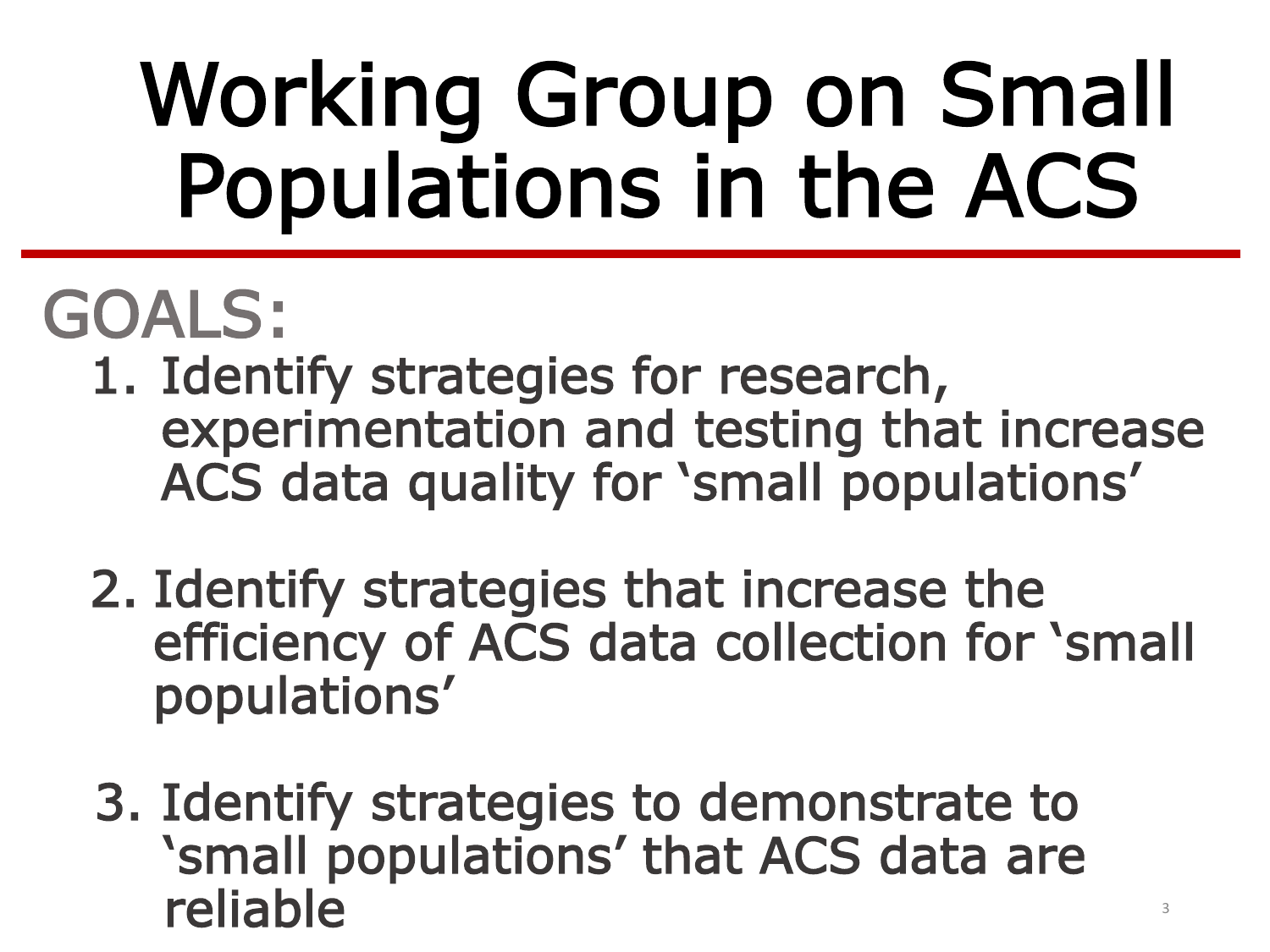# Working Group on Small Populations in the ACS

## GOALS:

1. Identify strategies for research, experimentation and testing that increase ACS data quality for 'small populations'

2. Identify strategies that increase the efficiency of ACS data collection for 'small populations'

3. Identify strategies to demonstrate to 'small populations' that ACS data are reliable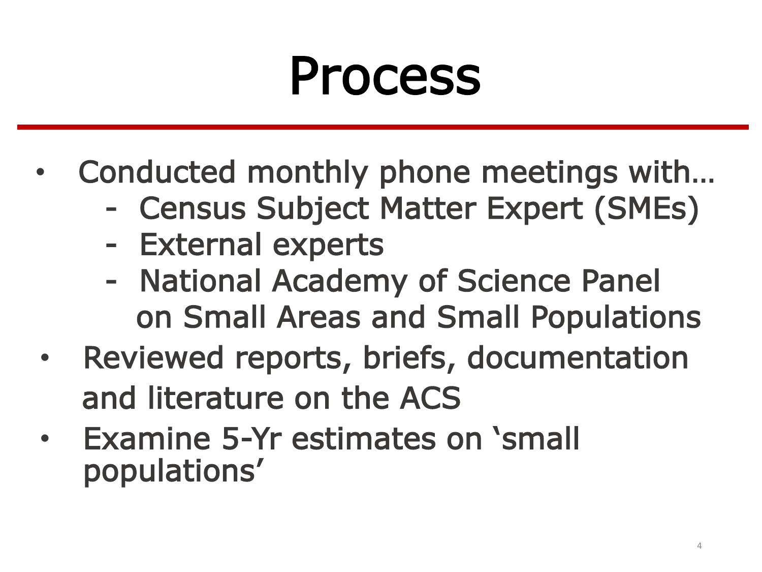# Process

- Conducted monthly phone meetings with…
  - Census Subject Matter Expert (SMEs)
  - External experts
  - National Academy of Science Panel on Small Areas and Small Populations
- Reviewed reports, briefs, documentation and literature on the ACS
- Examine 5-Yr estimates on 'small populations'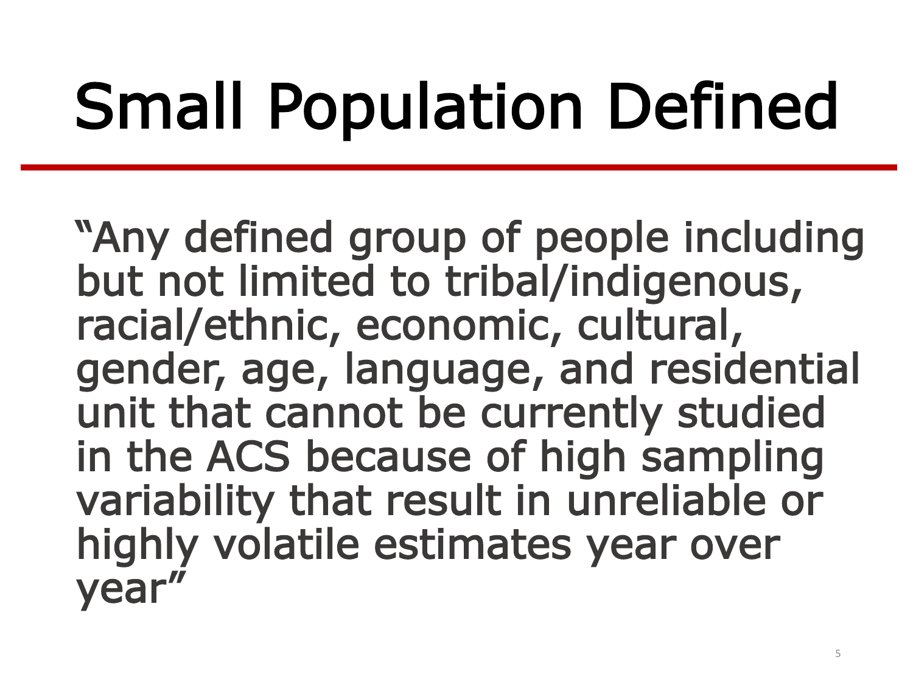# Small Population Defined

"Any defined group of people including but not limited to tribal/indigenous, racial/ethnic, economic, cultural, gender, age, language, and residential unit that cannot be currently studied in the ACS because of high sampling variability that result in unreliable or highly volatile estimates year over year"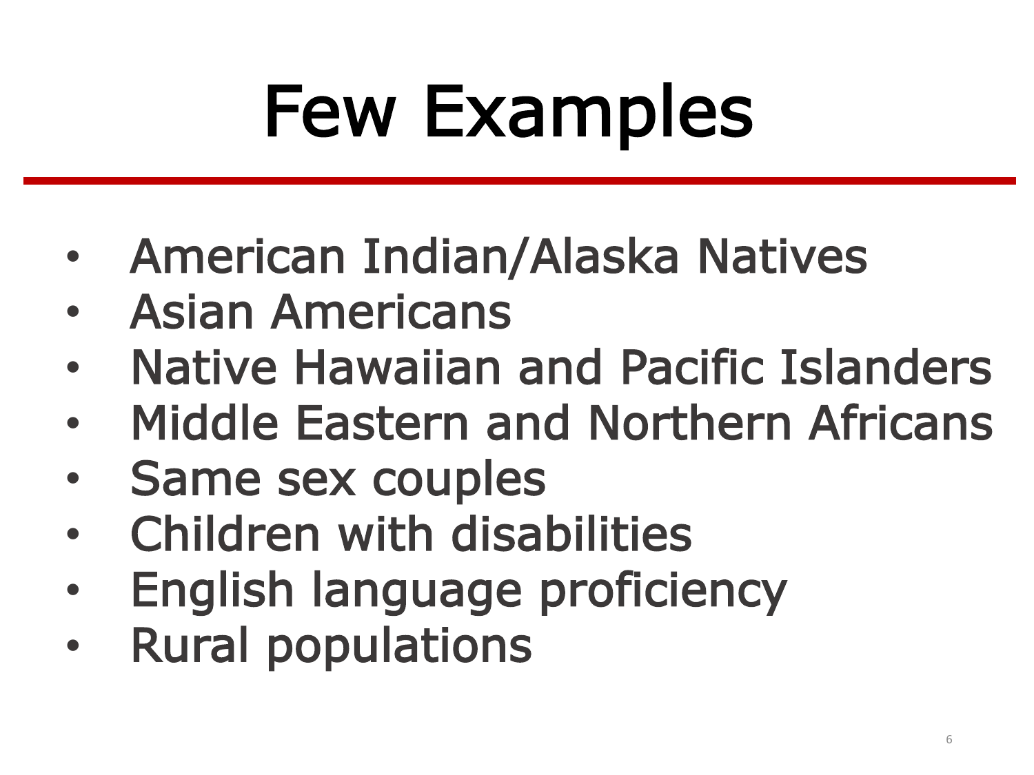# Few Examples

- American Indian/Alaska Natives
- Asian Americans
- Native Hawaiian and Pacific Islanders
- Middle Eastern and Northern Africans
- Same sex couples
- Children with disabilities
- English language proficiency
- Rural populations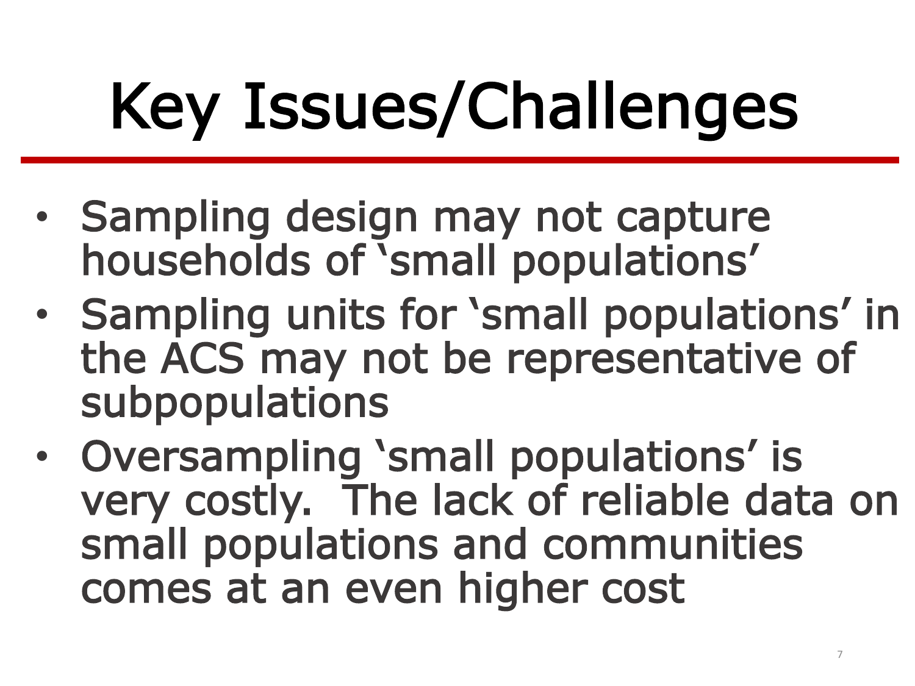# Key Issues/Challenges

- Sampling design may not capture households of ‘small populations’
- Sampling units for ‘small populations’ in the ACS may not be representative of subpopulations
- Oversampling ‘small populations’ is very costly. The lack of reliable data on small populations and communities comes at an even higher cost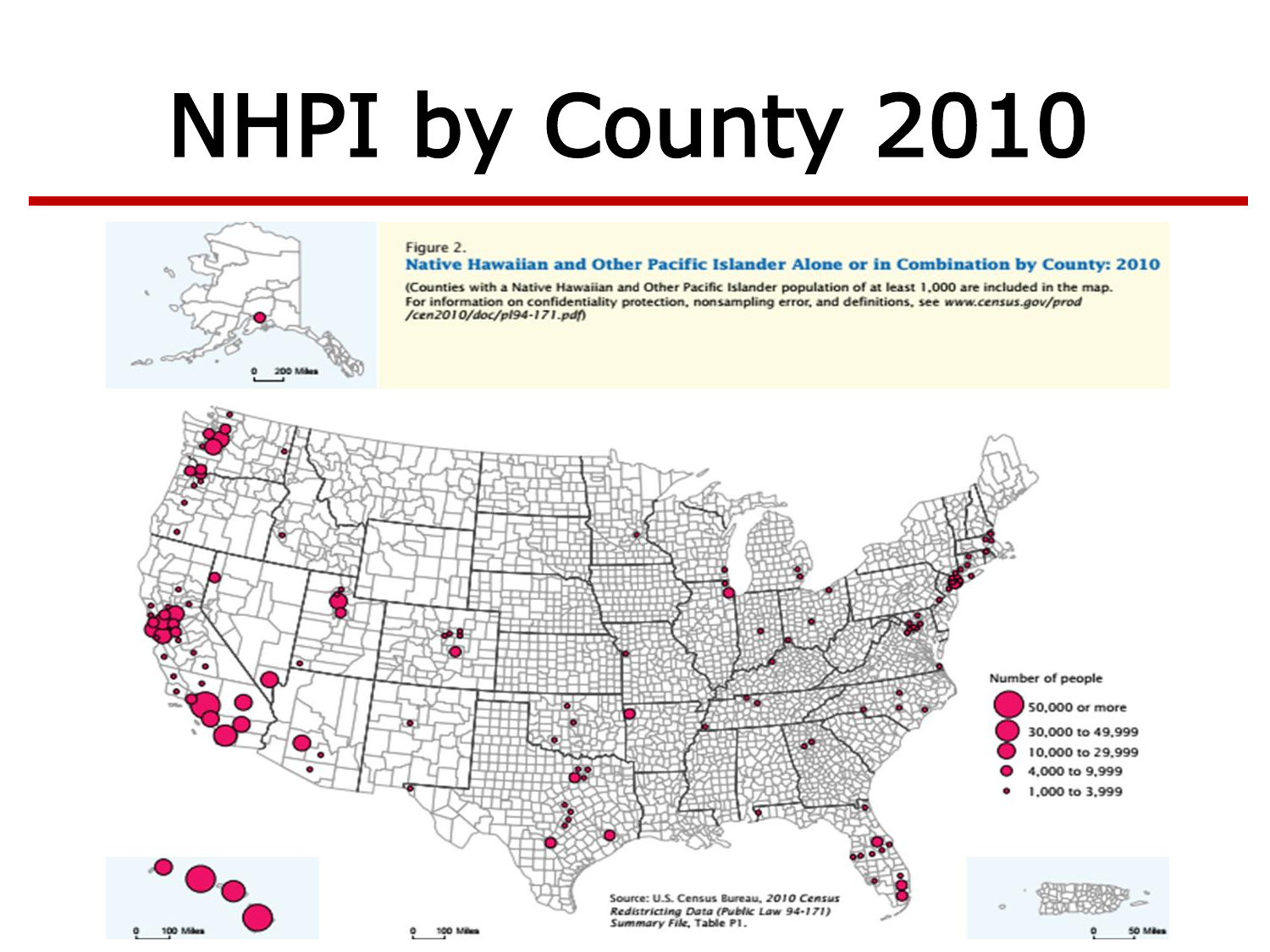# NHPI by County 2010

Figure 2.

**Native Hawaiian and Other Pacific Islander Alone or in Combination by County: 2010**

(Counties with a Native Hawaiian and Other Pacific Islander population of at least 1,000 are included in the map. For information on confidentiality protection, nonsampling error, and definitions, see *www.census.gov/prod/cen2010/doc/pl94-171.pdf*)

Number of people

- 50,000 or more
- 30,000 to 49,999
- 10,000 to 29,999
- 4,000 to 9,999
- 1,000 to 3,999

Source: U.S. Census Bureau, *2010 Census Redistricting Data (Public Law 94-171) Summary File*, Table P1.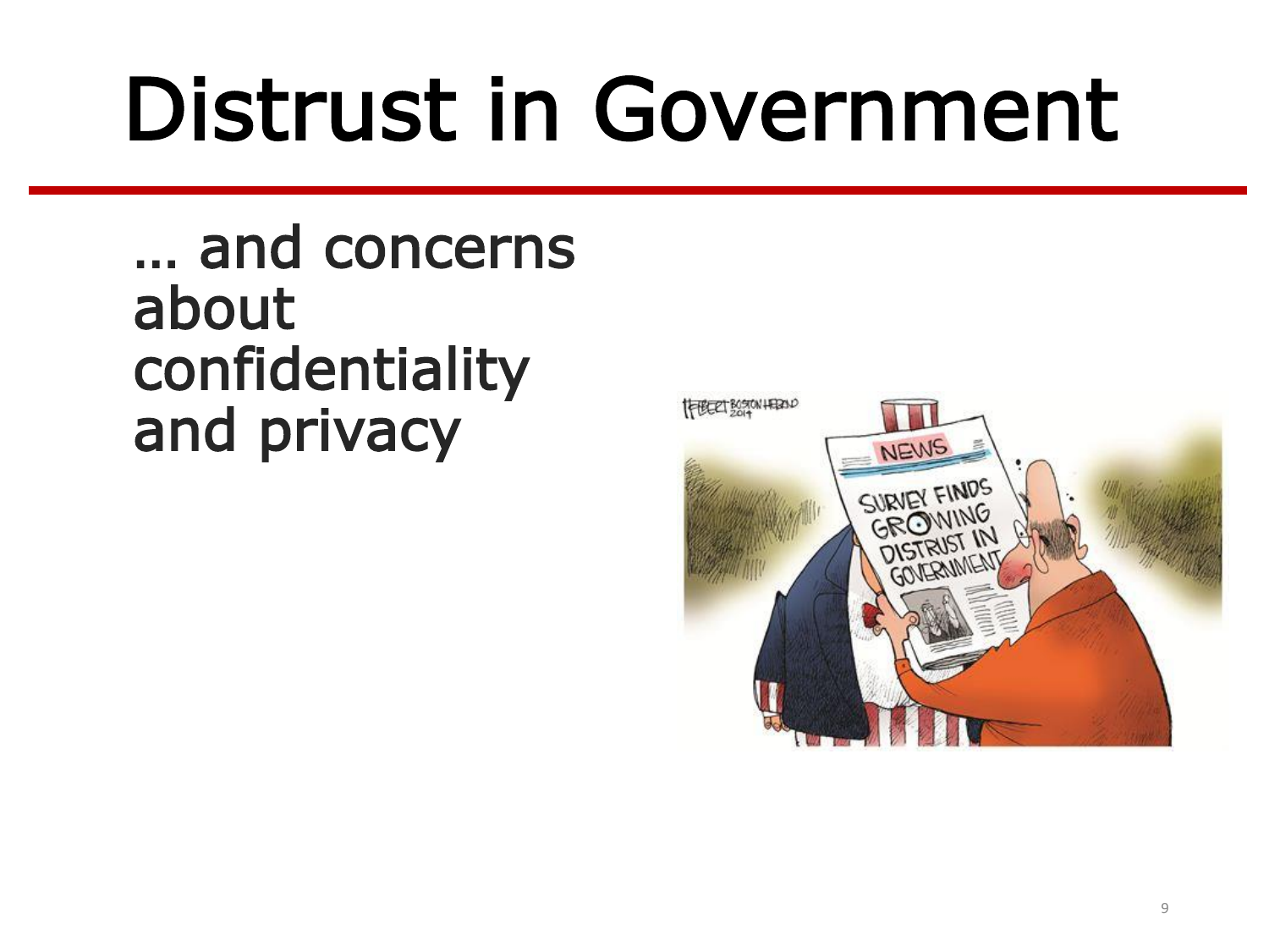# Distrust in Government

… and concerns about confidentiality and privacy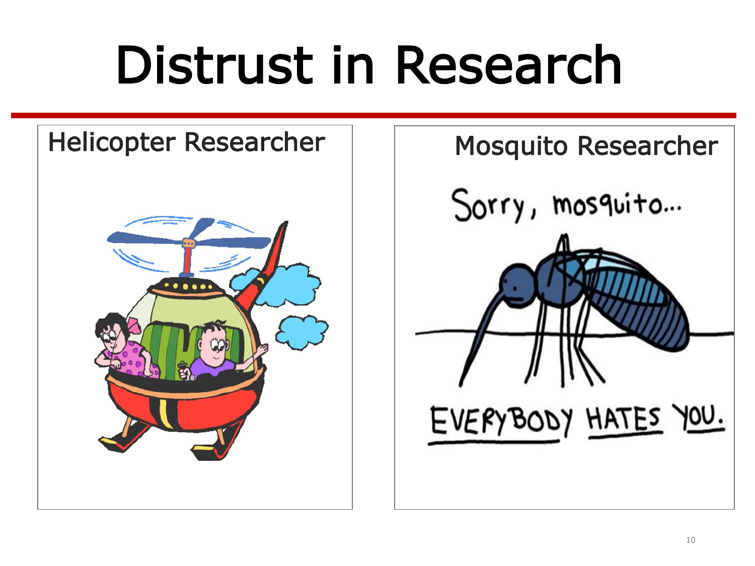# Distrust in Research

Helicopter Researcher

Mosquito Researcher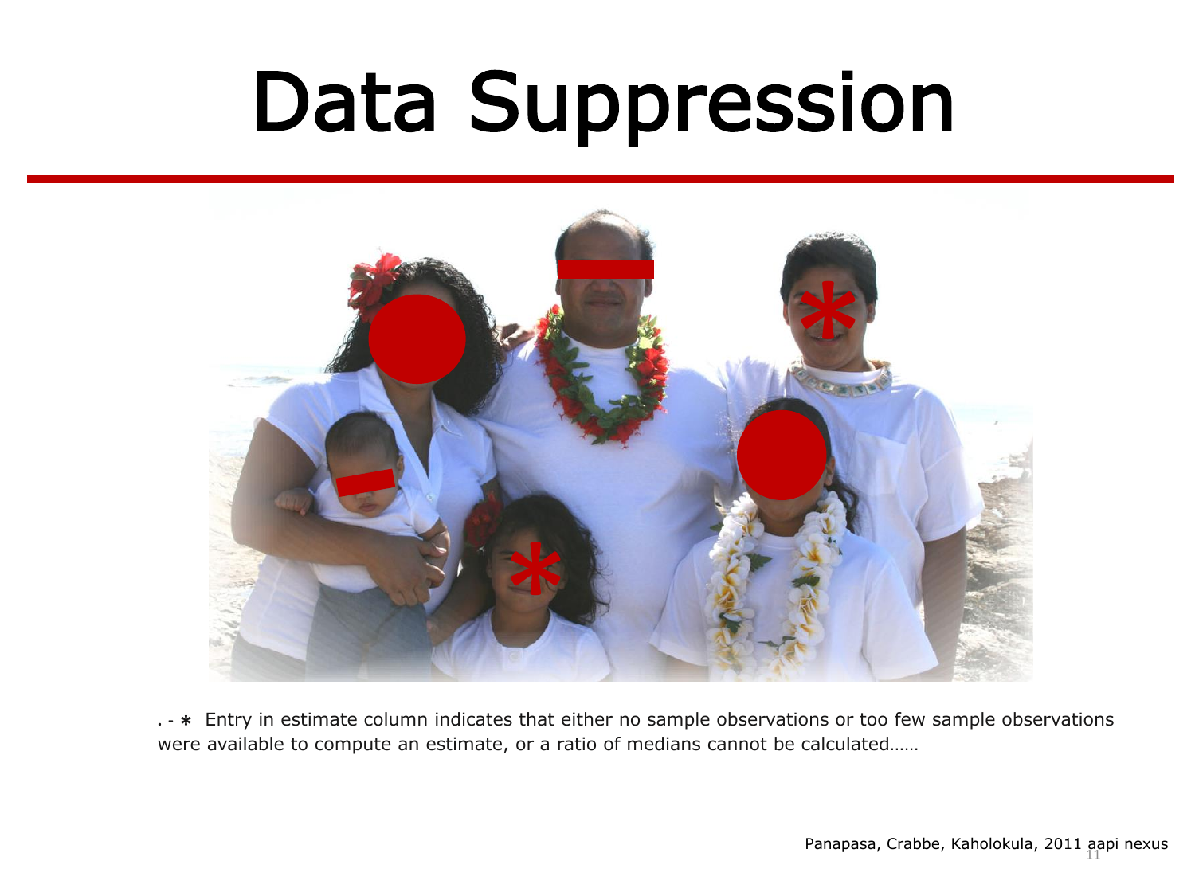# Data Suppression

. - * Entry in estimate column indicates that either no sample observations or too few sample observations were available to compute an estimate, or a ratio of medians cannot be calculated……

Panapasa, Crabbe, Kaholokula, 2011 aapi nexus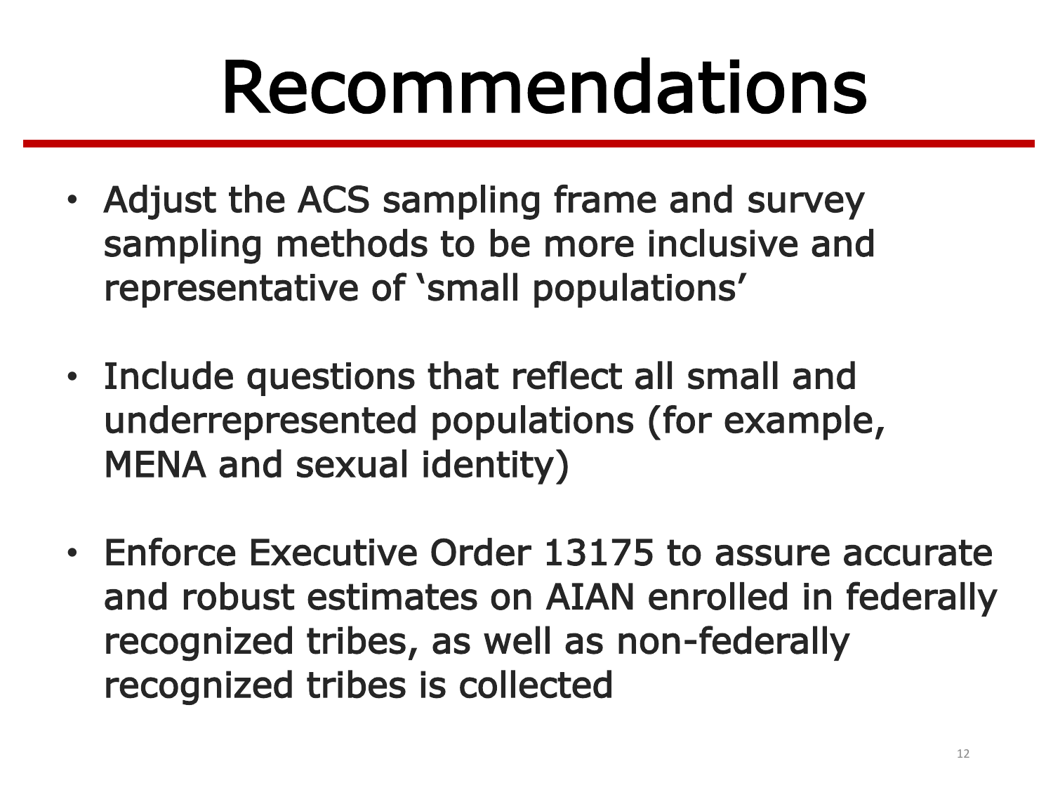# Recommendations

- Adjust the ACS sampling frame and survey sampling methods to be more inclusive and representative of 'small populations'

- Include questions that reflect all small and underrepresented populations (for example, MENA and sexual identity)

- Enforce Executive Order 13175 to assure accurate and robust estimates on AIAN enrolled in federally recognized tribes, as well as non-federally recognized tribes is collected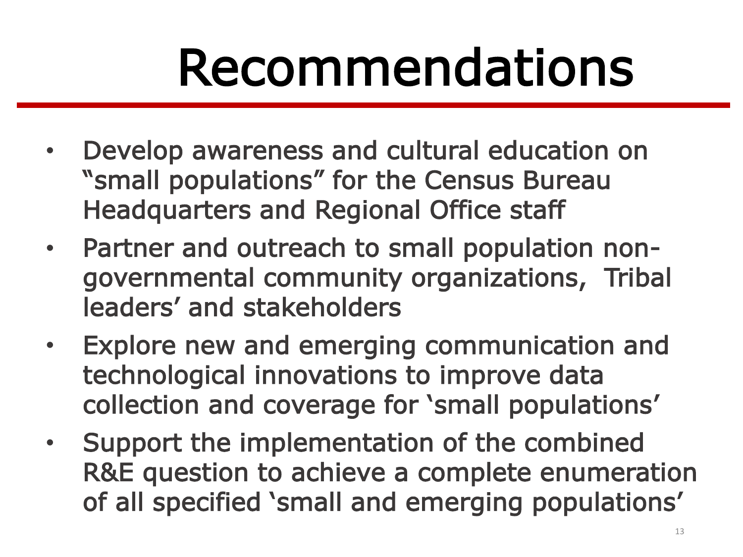# Recommendations

- Develop awareness and cultural education on "small populations" for the Census Bureau Headquarters and Regional Office staff
- Partner and outreach to small population non-governmental community organizations, Tribal leaders' and stakeholders
- Explore new and emerging communication and technological innovations to improve data collection and coverage for 'small populations'
- Support the implementation of the combined R&E question to achieve a complete enumeration of all specified 'small and emerging populations'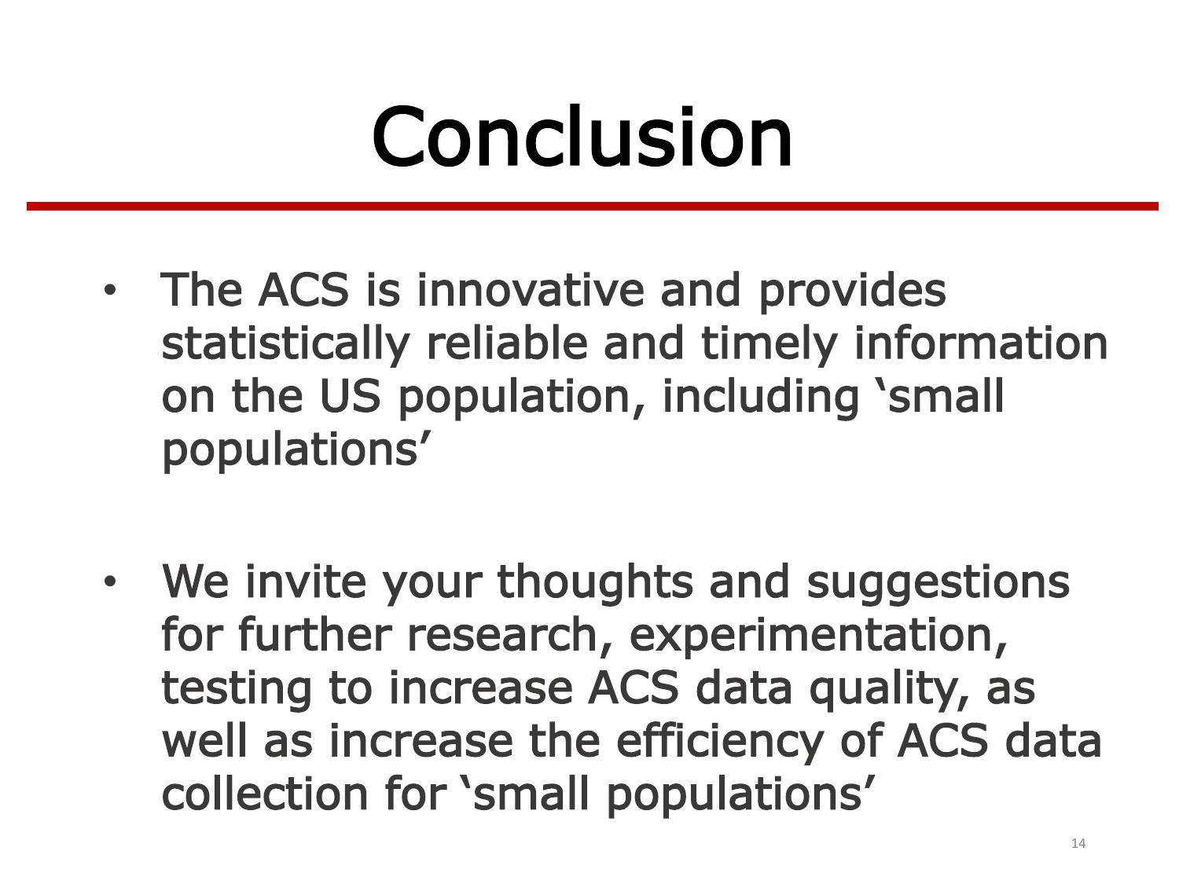# Conclusion

- The ACS is innovative and provides statistically reliable and timely information on the US population, including 'small populations'

- We invite your thoughts and suggestions for further research, experimentation, testing to increase ACS data quality, as well as increase the efficiency of ACS data collection for 'small populations'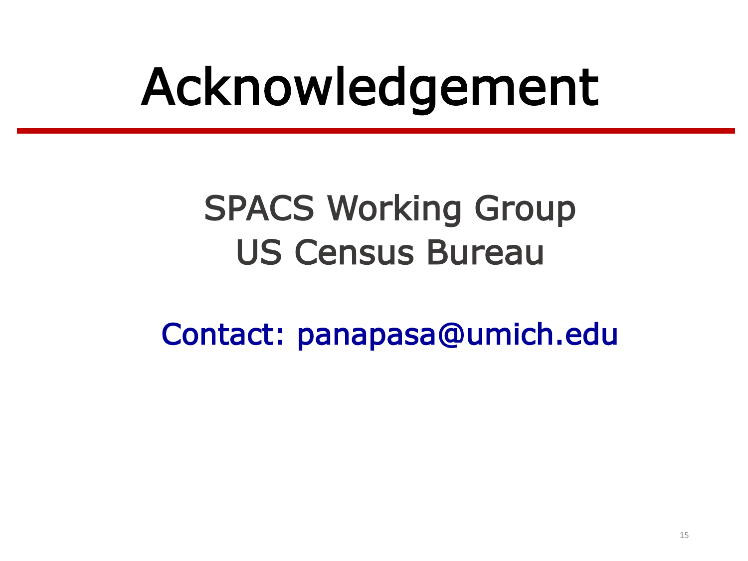# Acknowledgement

SPACS Working Group
US Census Bureau

Contact: panapasa@umich.edu